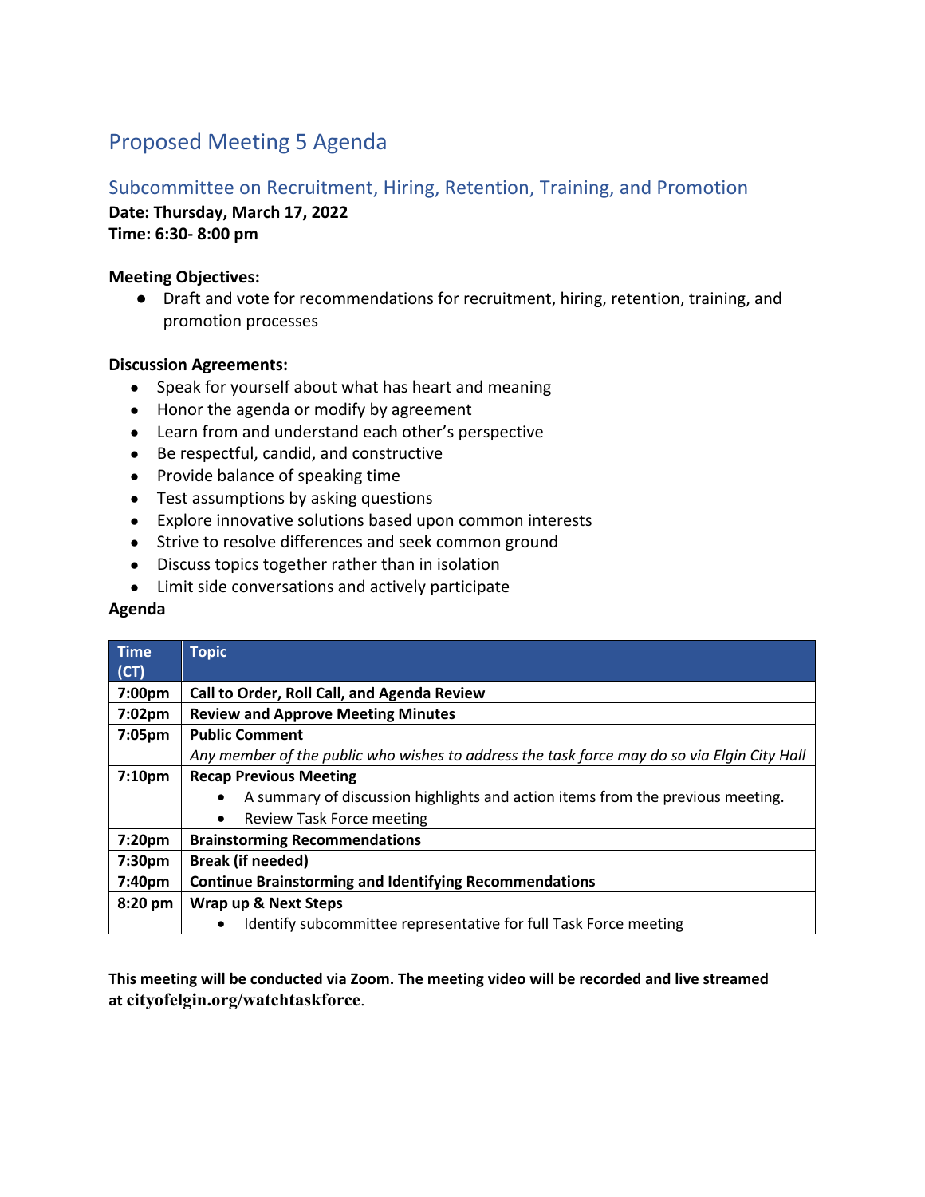# Proposed Meeting 5 Agenda

## Subcommittee on Recruitment, Hiring, Retention, Training, and Promotion

**Date: Thursday, March 17, 2022**
**Time: 6:30- 8:00 pm**

**Meeting Objectives:**

- Draft and vote for recommendations for recruitment, hiring, retention, training, and promotion processes

**Discussion Agreements:**

- Speak for yourself about what has heart and meaning
- Honor the agenda or modify by agreement
- Learn from and understand each other's perspective
- Be respectful, candid, and constructive
- Provide balance of speaking time
- Test assumptions by asking questions
- Explore innovative solutions based upon common interests
- Strive to resolve differences and seek common ground
- Discuss topics together rather than in isolation
- Limit side conversations and actively participate

**Agenda**

| Time (CT) | Topic |
|---|---|
| 7:00pm | **Call to Order, Roll Call, and Agenda Review** |
| 7:02pm | **Review and Approve Meeting Minutes** |
| 7:05pm | **Public Comment**<br>*Any member of the public who wishes to address the task force may do so via Elgin City Hall* |
| 7:10pm | **Recap Previous Meeting**<br>• A summary of discussion highlights and action items from the previous meeting.<br>• Review Task Force meeting |
| 7:20pm | **Brainstorming Recommendations** |
| 7:30pm | **Break (if needed)** |
| 7:40pm | **Continue Brainstorming and Identifying Recommendations** |
| 8:20 pm | **Wrap up & Next Steps**<br>• Identify subcommittee representative for full Task Force meeting |

**This meeting will be conducted via Zoom. The meeting video will be recorded and live streamed at cityofelgin.org/watchtaskforce**.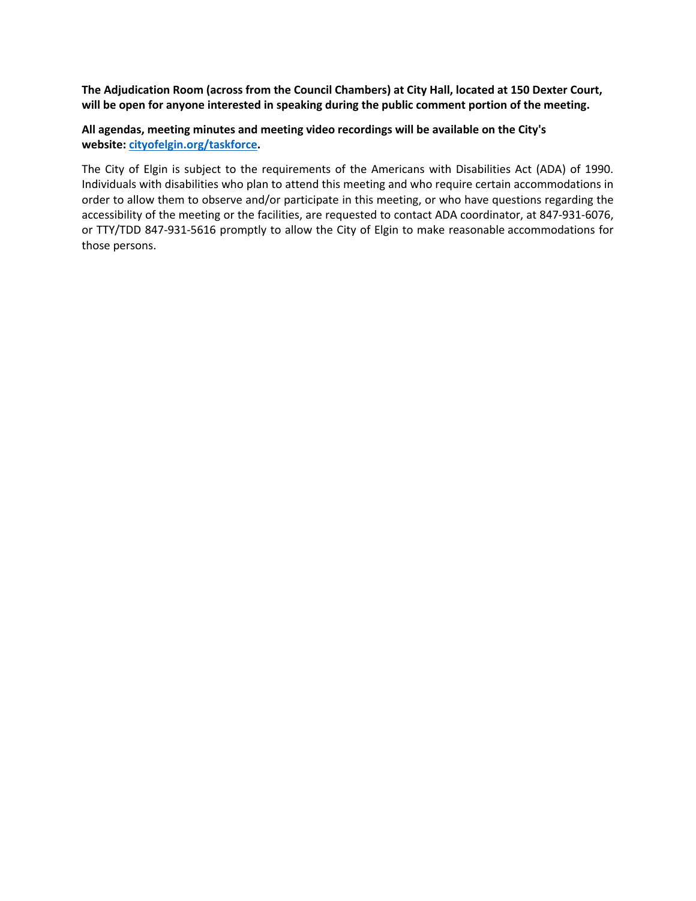**The Adjudication Room (across from the Council Chambers) at City Hall, located at 150 Dexter Court, will be open for anyone interested in speaking during the public comment portion of the meeting.**

**All agendas, meeting minutes and meeting video recordings will be available on the City's website: [cityofelgin.org/taskforce](cityofelgin.org/taskforce).**

The City of Elgin is subject to the requirements of the Americans with Disabilities Act (ADA) of 1990. Individuals with disabilities who plan to attend this meeting and who require certain accommodations in order to allow them to observe and/or participate in this meeting, or who have questions regarding the accessibility of the meeting or the facilities, are requested to contact ADA coordinator, at 847-931-6076, or TTY/TDD 847-931-5616 promptly to allow the City of Elgin to make reasonable accommodations for those persons.